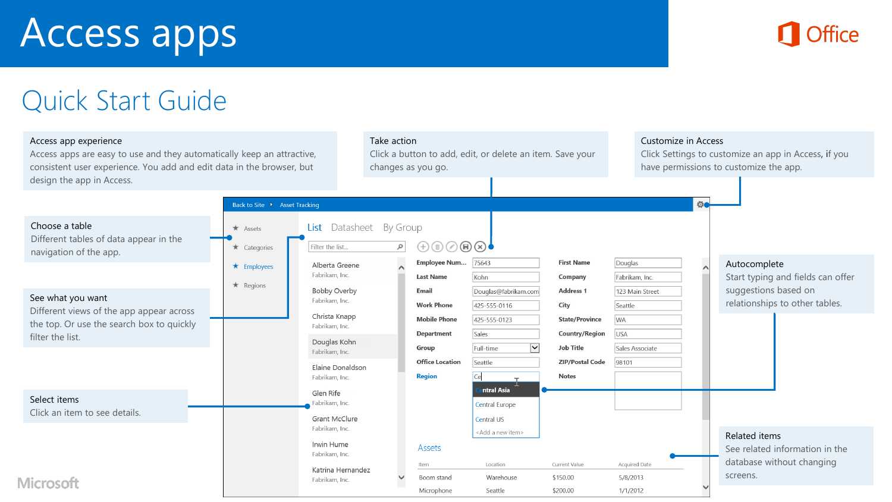# Access apps

## Quick Start Guide

**Access app experience**
Access apps are easy to use and they automatically keep an attractive, consistent user experience. You add and edit data in the browser, but design the app in Access.

**Take action**
Click a button to add, edit, or delete an item. Save your changes as you go.

**Customize in Access**
Click Settings to customize an app in Access, if you have permissions to customize the app.

**Choose a table**
Different tables of data appear in the navigation of the app.

**See what you want**
Different views of the app appear across the top. Or use the search box to quickly filter the list.

**Select items**
Click an item to see details.

**Autocomplete**
Start typing and fields can offer suggestions based on relationships to other tables.

**Related items**
See related information in the database without changing screens.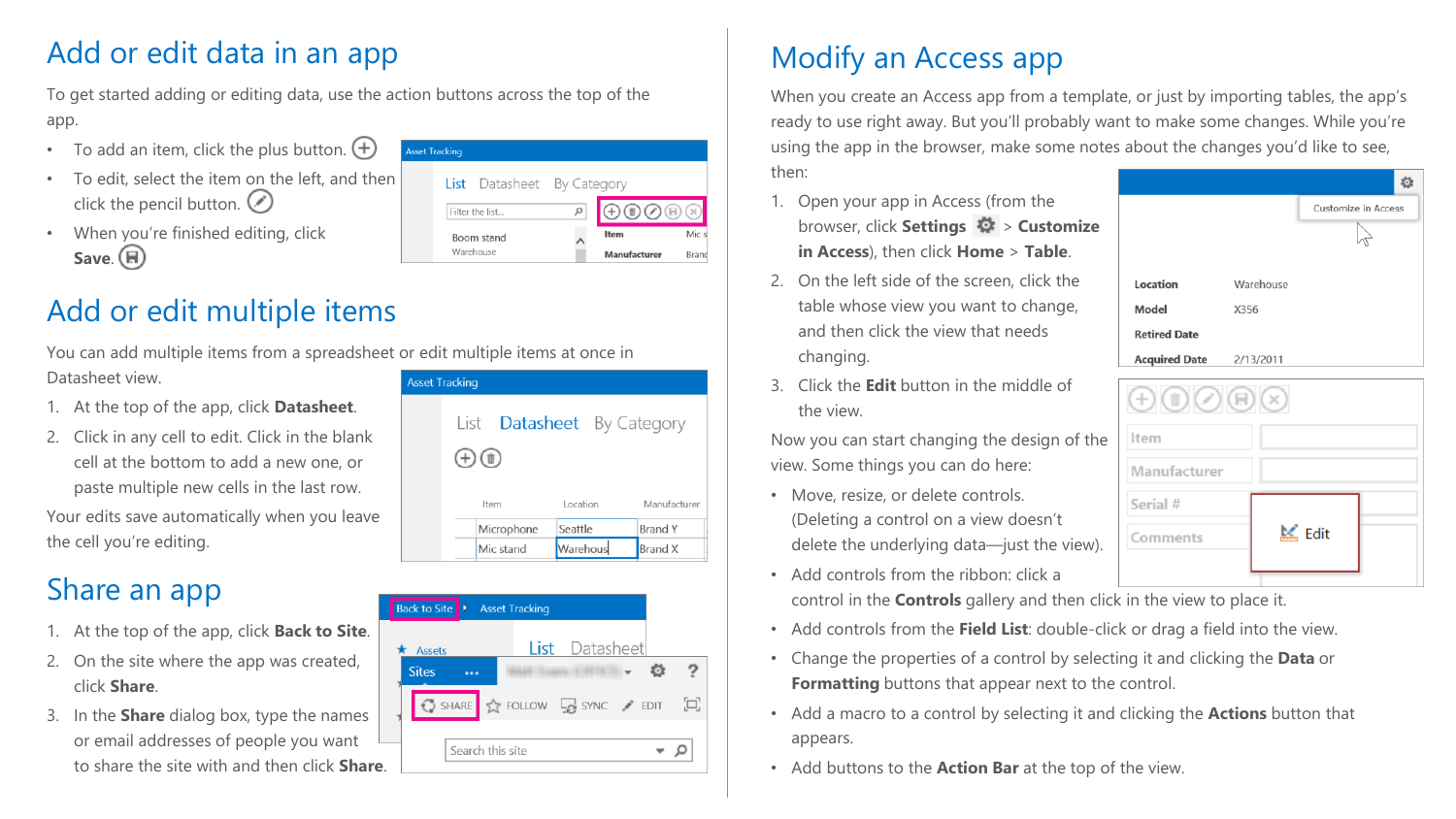# Add or edit data in an app

To get started adding or editing data, use the action buttons across the top of the app.

- To add an item, click the plus button.
- To edit, select the item on the left, and then click the pencil button.
- When you're finished editing, click **Save**.

# Add or edit multiple items

You can add multiple items from a spreadsheet or edit multiple items at once in Datasheet view.

1. At the top of the app, click **Datasheet**.
2. Click in any cell to edit. Click in the blank cell at the bottom to add a new one, or paste multiple new cells in the last row.

Your edits save automatically when you leave the cell you're editing.

# Share an app

1. At the top of the app, click **Back to Site**.
2. On the site where the app was created, click **Share**.
3. In the **Share** dialog box, type the names or email addresses of people you want to share the site with and then click **Share**.

# Modify an Access app

When you create an Access app from a template, or just by importing tables, the app's ready to use right away. But you'll probably want to make some changes. While you're using the app in the browser, make some notes about the changes you'd like to see, then:

1. Open your app in Access (from the browser, click **Settings** > **Customize in Access**), then click **Home** > **Table**.
2. On the left side of the screen, click the table whose view you want to change, and then click the view that needs changing.
3. Click the **Edit** button in the middle of the view.

Now you can start changing the design of the view. Some things you can do here:

- Move, resize, or delete controls. (Deleting a control on a view doesn't delete the underlying data—just the view).
- Add controls from the ribbon: click a control in the **Controls** gallery and then click in the view to place it.
- Add controls from the **Field List**: double-click or drag a field into the view.
- Change the properties of a control by selecting it and clicking the **Data** or **Formatting** buttons that appear next to the control.
- Add a macro to a control by selecting it and clicking the **Actions** button that appears.
- Add buttons to the **Action Bar** at the top of the view.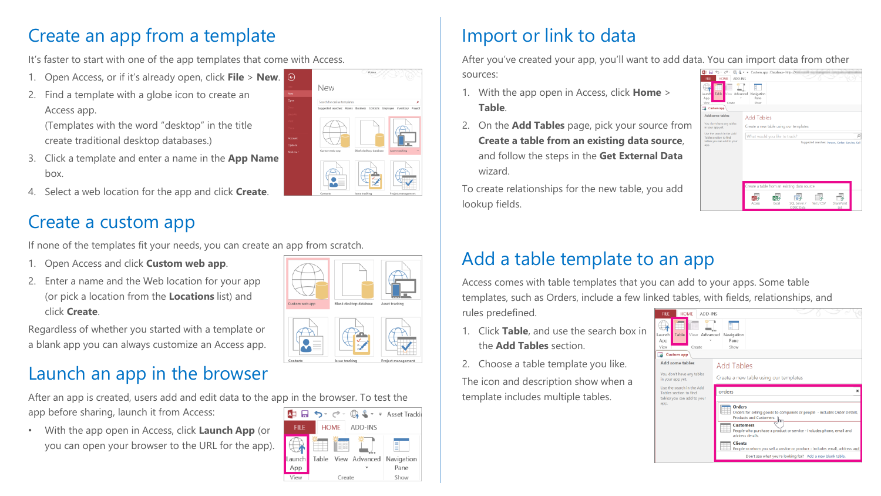## Create an app from a template

It's faster to start with one of the app templates that come with Access.

1. Open Access, or if it's already open, click **File** > **New**.
2. Find a template with a globe icon to create an Access app. (Templates with the word "desktop" in the title create traditional desktop databases.)
3. Click a template and enter a name in the **App Name** box.
4. Select a web location for the app and click **Create**.

## Create a custom app

If none of the templates fit your needs, you can create an app from scratch.

1. Open Access and click **Custom web app**.
2. Enter a name and the Web location for your app (or pick a location from the **Locations** list) and click **Create**.

Regardless of whether you started with a template or a blank app you can always customize an Access app.

## Launch an app in the browser

After an app is created, users add and edit data to the app in the browser. To test the app before sharing, launch it from Access:

- With the app open in Access, click **Launch App** (or you can open your browser to the URL for the app).

## Import or link to data

After you've created your app, you'll want to add data. You can import data from other sources:

1. With the app open in Access, click **Home** > **Table**.
2. On the **Add Tables** page, pick your source from **Create a table from an existing data source**, and follow the steps in the **Get External Data** wizard.

To create relationships for the new table, you add lookup fields.

## Add a table template to an app

Access comes with table templates that you can add to your apps. Some table templates, such as Orders, include a few linked tables, with fields, relationships, and rules predefined.

1. Click **Table**, and use the search box in the **Add Tables** section.
2. Choose a table template you like.

The icon and description show when a template includes multiple tables.